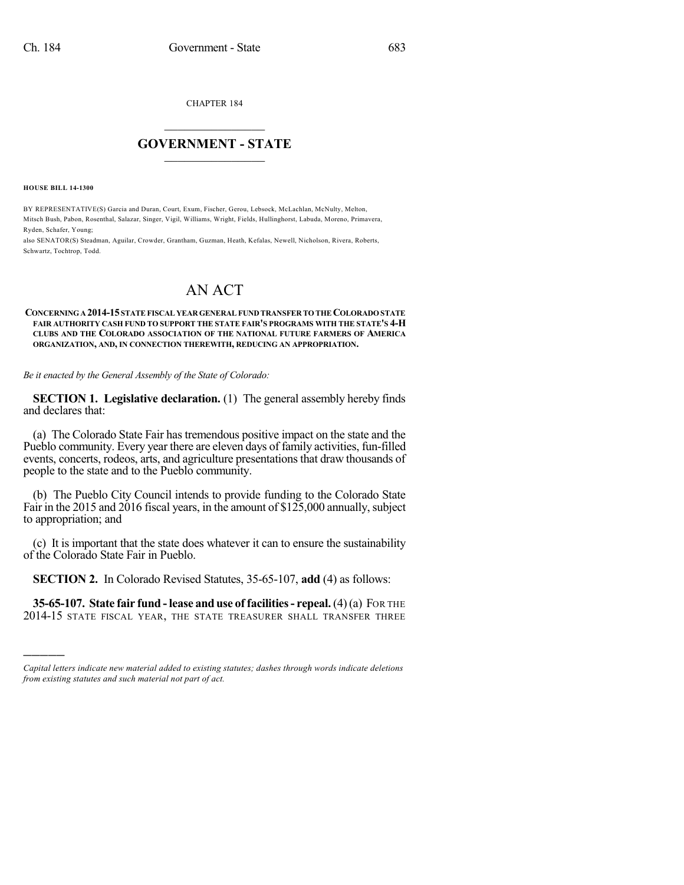CHAPTER 184

## GOVERNMENT - STATE

**HOUSE BILL 14-1300**

BY REPRESENTATIVE(S) Garcia and Duran, Court, Exum, Fischer, Gerou, Lebsock, McLachlan, McNulty, Melton, Mitsch Bush, Pabon, Rosenthal, Salazar, Singer, Vigil, Williams, Wright, Fields, Hullinghorst, Labuda, Moreno, Primavera, Ryden, Schafer, Young;
also SENATOR(S) Steadman, Aguilar, Crowder, Grantham, Guzman, Heath, Kefalas, Newell, Nicholson, Rivera, Roberts, Schwartz, Tochtrop, Todd.

# AN ACT

**CONCERNING A 2014-15 STATE FISCAL YEAR GENERAL FUND TRANSFER TO THE COLORADO STATE FAIR AUTHORITY CASH FUND TO SUPPORT THE STATE FAIR'S PROGRAMS WITH THE STATE'S 4-H CLUBS AND THE COLORADO ASSOCIATION OF THE NATIONAL FUTURE FARMERS OF AMERICA ORGANIZATION, AND, IN CONNECTION THEREWITH, REDUCING AN APPROPRIATION.**

*Be it enacted by the General Assembly of the State of Colorado:*

**SECTION 1. Legislative declaration.** (1) The general assembly hereby finds and declares that:

(a) The Colorado State Fair has tremendous positive impact on the state and the Pueblo community. Every year there are eleven days of family activities, fun-filled events, concerts, rodeos, arts, and agriculture presentations that draw thousands of people to the state and to the Pueblo community.

(b) The Pueblo City Council intends to provide funding to the Colorado State Fair in the 2015 and 2016 fiscal years, in the amount of $125,000 annually, subject to appropriation; and

(c) It is important that the state does whatever it can to ensure the sustainability of the Colorado State Fair in Pueblo.

**SECTION 2.** In Colorado Revised Statutes, 35-65-107, **add** (4) as follows:

**35-65-107. State fair fund - lease and use of facilities - repeal.** (4) (a) FOR THE 2014-15 STATE FISCAL YEAR, THE STATE TREASURER SHALL TRANSFER THREE

---

*Capital letters indicate new material added to existing statutes; dashes through words indicate deletions from existing statutes and such material not part of act.*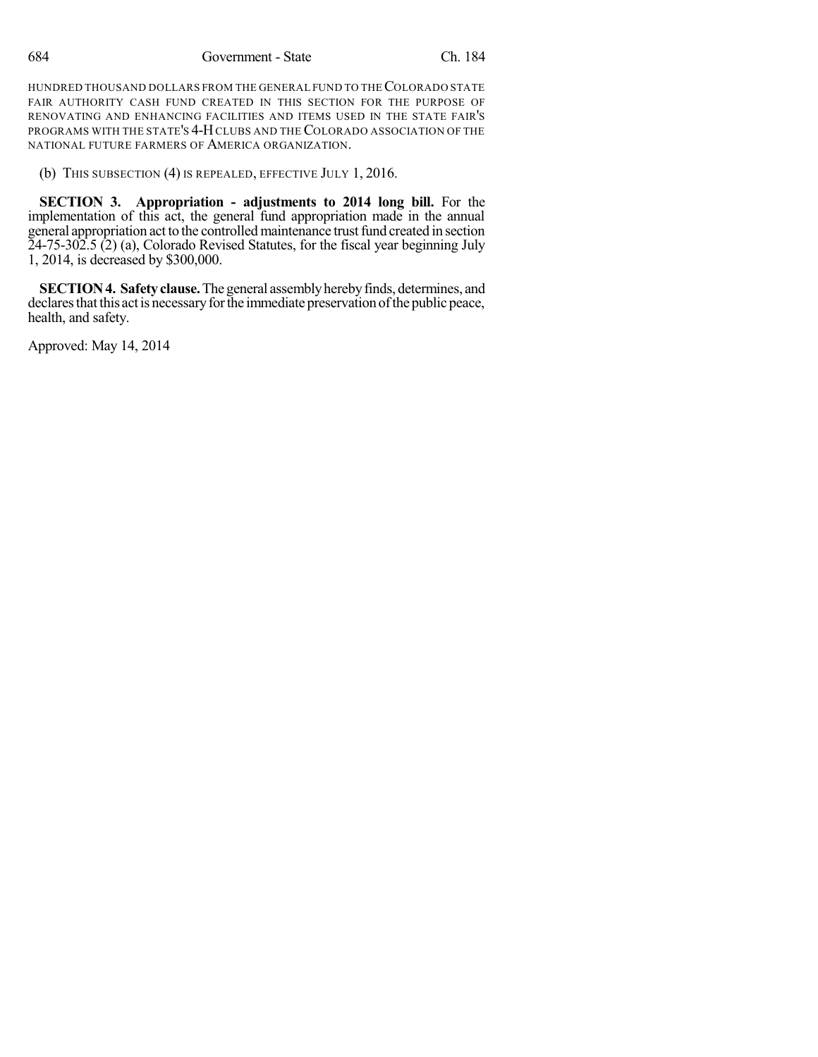HUNDRED THOUSAND DOLLARS FROM THE GENERAL FUND TO THE COLORADO STATE FAIR AUTHORITY CASH FUND CREATED IN THIS SECTION FOR THE PURPOSE OF RENOVATING AND ENHANCING FACILITIES AND ITEMS USED IN THE STATE FAIR'S PROGRAMS WITH THE STATE'S 4-H CLUBS AND THE COLORADO ASSOCIATION OF THE NATIONAL FUTURE FARMERS OF AMERICA ORGANIZATION.

(b) THIS SUBSECTION (4) IS REPEALED, EFFECTIVE JULY 1, 2016.

**SECTION 3. Appropriation - adjustments to 2014 long bill.** For the implementation of this act, the general fund appropriation made in the annual general appropriation act to the controlled maintenance trust fund created in section 24-75-302.5 (2) (a), Colorado Revised Statutes, for the fiscal year beginning July 1, 2014, is decreased by $300,000.

**SECTION 4. Safety clause.** The general assembly hereby finds, determines, and declares that this act is necessary for the immediate preservation of the public peace, health, and safety.

Approved: May 14, 2014